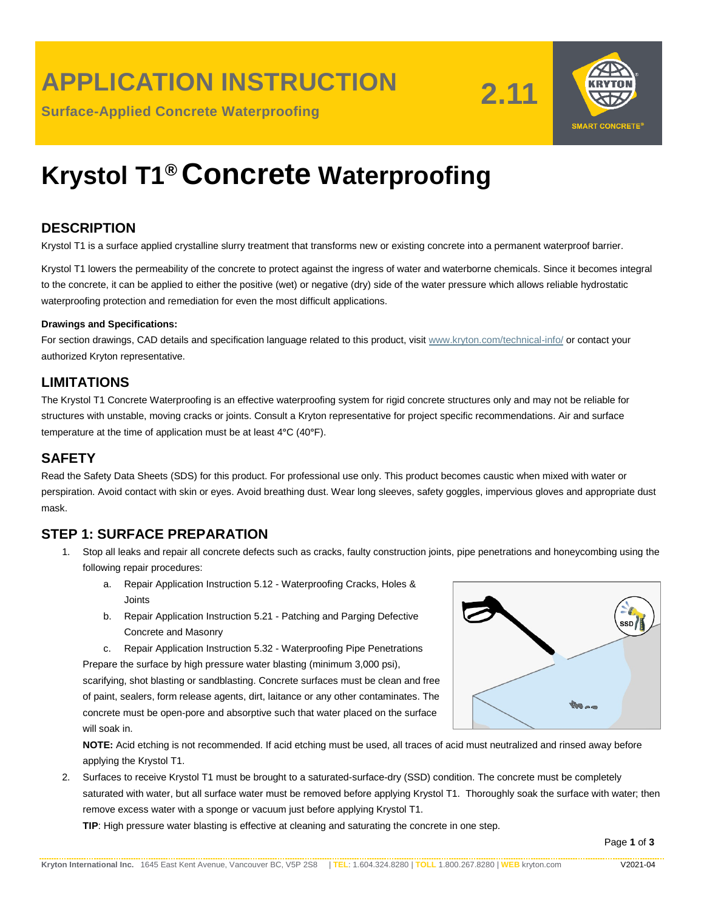# APPLICATION INSTRUCTION

**Surface-Applied Concrete Waterproofing**

**2.11**

# Krystol T1® Concrete Waterproofing

## DESCRIPTION

Krystol T1 is a surface applied crystalline slurry treatment that transforms new or existing concrete into a permanent waterproof barrier.

Krystol T1 lowers the permeability of the concrete to protect against the ingress of water and waterborne chemicals. Since it becomes integral to the concrete, it can be applied to either the positive (wet) or negative (dry) side of the water pressure which allows reliable hydrostatic waterproofing protection and remediation for even the most difficult applications.

**Drawings and Specifications:**

For section drawings, CAD details and specification language related to this product, visit www.kryton.com/technical-info/ or contact your authorized Kryton representative.

## LIMITATIONS

The Krystol T1 Concrete Waterproofing is an effective waterproofing system for rigid concrete structures only and may not be reliable for structures with unstable, moving cracks or joints. Consult a Kryton representative for project specific recommendations. Air and surface temperature at the time of application must be at least 4°C (40°F).

## SAFETY

Read the Safety Data Sheets (SDS) for this product. For professional use only. This product becomes caustic when mixed with water or perspiration. Avoid contact with skin or eyes. Avoid breathing dust. Wear long sleeves, safety goggles, impervious gloves and appropriate dust mask.

## STEP 1: SURFACE PREPARATION

1. Stop all leaks and repair all concrete defects such as cracks, faulty construction joints, pipe penetrations and honeycombing using the following repair procedures:
   a. Repair Application Instruction 5.12 - Waterproofing Cracks, Holes & Joints
   b. Repair Application Instruction 5.21 - Patching and Parging Defective Concrete and Masonry
   c. Repair Application Instruction 5.32 - Waterproofing Pipe Penetrations

   Prepare the surface by high pressure water blasting (minimum 3,000 psi), scarifying, shot blasting or sandblasting. Concrete surfaces must be clean and free of paint, sealers, form release agents, dirt, laitance or any other contaminates. The concrete must be open-pore and absorptive such that water placed on the surface will soak in.

   **NOTE:** Acid etching is not recommended. If acid etching must be used, all traces of acid must neutralized and rinsed away before applying the Krystol T1.

2. Surfaces to receive Krystol T1 must be brought to a saturated-surface-dry (SSD) condition. The concrete must be completely saturated with water, but all surface water must be removed before applying Krystol T1. Thoroughly soak the surface with water; then remove excess water with a sponge or vacuum just before applying Krystol T1.

   **TIP**: High pressure water blasting is effective at cleaning and saturating the concrete in one step.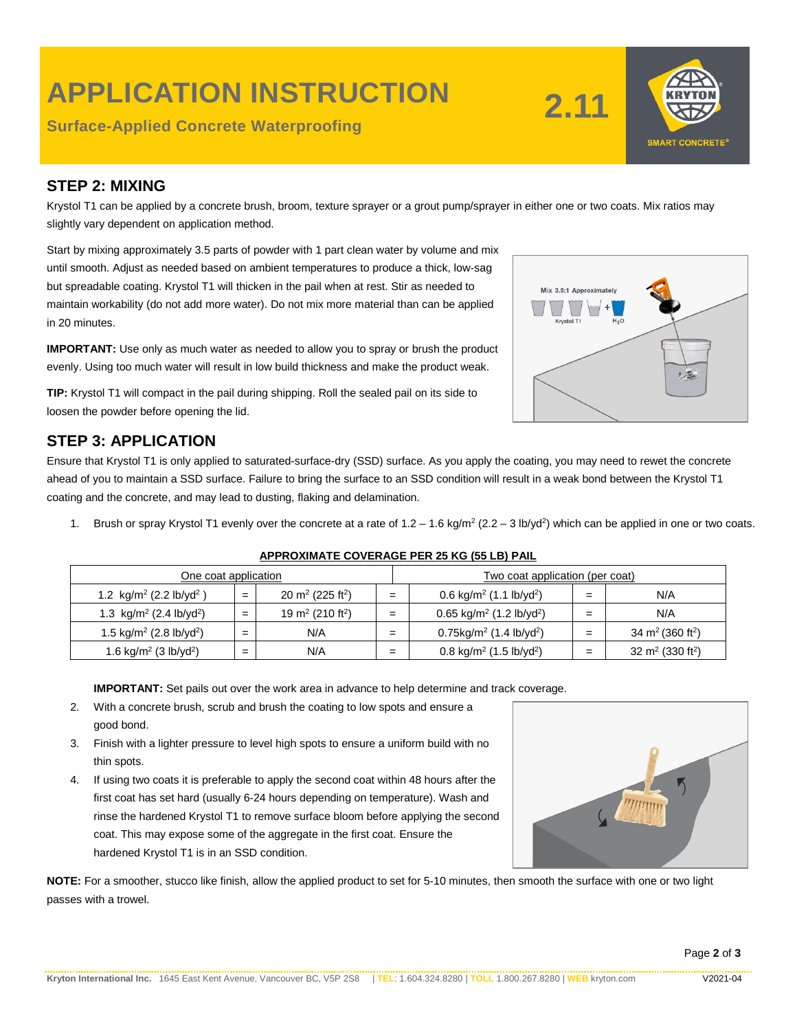## STEP 2: MIXING

Krystol T1 can be applied by a concrete brush, broom, texture sprayer or a grout pump/sprayer in either one or two coats. Mix ratios may slightly vary dependent on application method.

Start by mixing approximately 3.5 parts of powder with 1 part clean water by volume and mix until smooth. Adjust as needed based on ambient temperatures to produce a thick, low-sag but spreadable coating. Krystol T1 will thicken in the pail when at rest. Stir as needed to maintain workability (do not add more water). Do not mix more material than can be applied in 20 minutes.

**IMPORTANT:** Use only as much water as needed to allow you to spray or brush the product evenly. Using too much water will result in low build thickness and make the product weak.

**TIP:** Krystol T1 will compact in the pail during shipping. Roll the sealed pail on its side to loosen the powder before opening the lid.

## STEP 3: APPLICATION

Ensure that Krystol T1 is only applied to saturated-surface-dry (SSD) surface. As you apply the coating, you may need to rewet the concrete ahead of you to maintain a SSD surface. Failure to bring the surface to an SSD condition will result in a weak bond between the Krystol T1 coating and the concrete, and may lead to dusting, flaking and delamination.

1. Brush or spray Krystol T1 evenly over the concrete at a rate of 1.2 – 1.6 kg/m$^2$ (2.2 – 3 lb/yd$^2$) which can be applied in one or two coats.

**APPROXIMATE COVERAGE PER 25 KG (55 LB) PAIL**

| One coat application | | | | Two coat application (per coat) | | |
|---|---|---|---|---|---|---|
| 1.2 kg/m$^2$ (2.2 lb/yd$^2$) | = | 20 m$^2$ (225 ft$^2$) | = | 0.6 kg/m$^2$ (1.1 lb/yd$^2$) | = | N/A |
| 1.3 kg/m$^2$ (2.4 lb/yd$^2$) | = | 19 m$^2$ (210 ft$^2$) | = | 0.65 kg/m$^2$ (1.2 lb/yd$^2$) | = | N/A |
| 1.5 kg/m$^2$ (2.8 lb/yd$^2$) | = | N/A | = | 0.75kg/m$^2$ (1.4 lb/yd$^2$) | = | 34 m$^2$ (360 ft$^2$) |
| 1.6 kg/m$^2$ (3 lb/yd$^2$) | = | N/A | = | 0.8 kg/m$^2$ (1.5 lb/yd$^2$) | = | 32 m$^2$ (330 ft$^2$) |

**IMPORTANT:** Set pails out over the work area in advance to help determine and track coverage.

2. With a concrete brush, scrub and brush the coating to low spots and ensure a good bond.
3. Finish with a lighter pressure to level high spots to ensure a uniform build with no thin spots.
4. If using two coats it is preferable to apply the second coat within 48 hours after the first coat has set hard (usually 6-24 hours depending on temperature). Wash and rinse the hardened Krystol T1 to remove surface bloom before applying the second coat. This may expose some of the aggregate in the first coat. Ensure the hardened Krystol T1 is in an SSD condition.

**NOTE:** For a smoother, stucco like finish, allow the applied product to set for 5-10 minutes, then smooth the surface with one or two light passes with a trowel.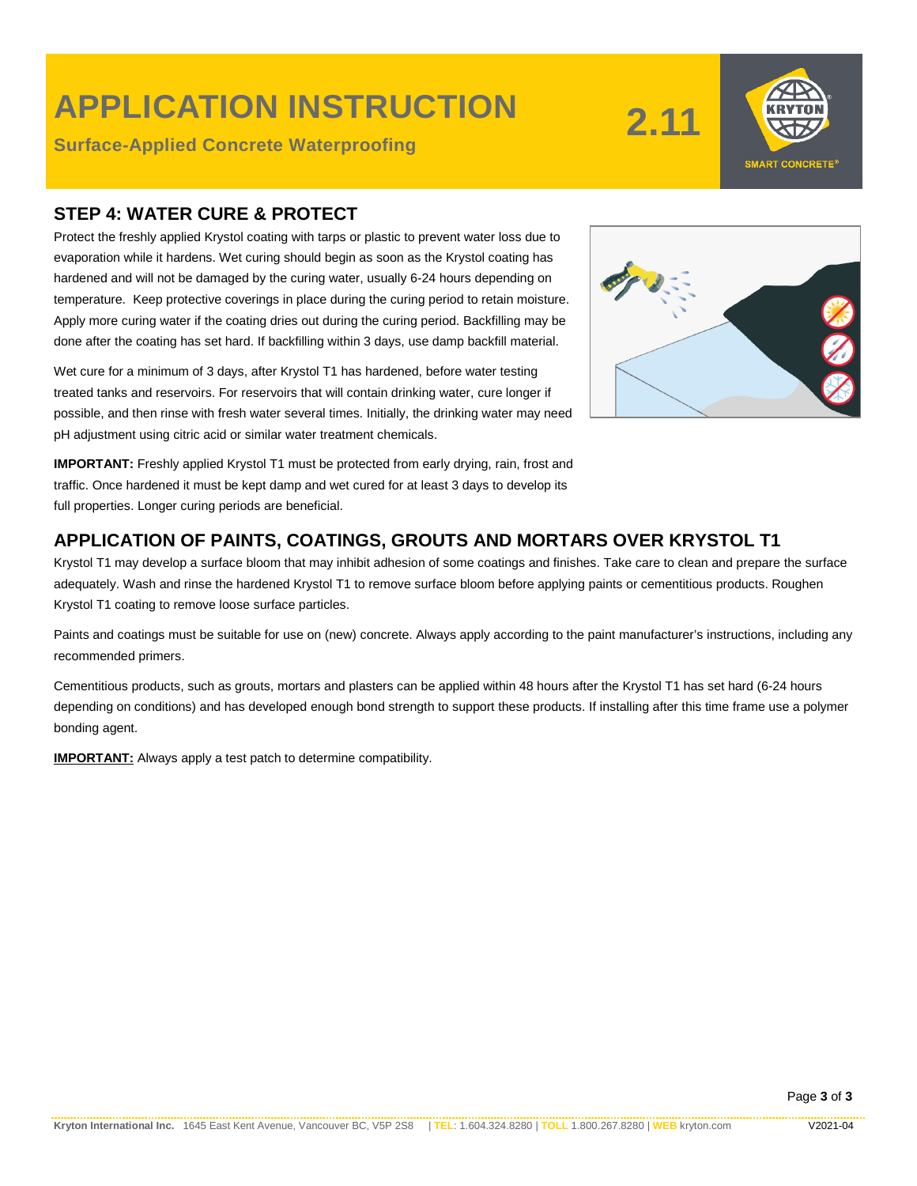## STEP 4: WATER CURE & PROTECT

Protect the freshly applied Krystol coating with tarps or plastic to prevent water loss due to evaporation while it hardens. Wet curing should begin as soon as the Krystol coating has hardened and will not be damaged by the curing water, usually 6-24 hours depending on temperature. Keep protective coverings in place during the curing period to retain moisture. Apply more curing water if the coating dries out during the curing period. Backfilling may be done after the coating has set hard. If backfilling within 3 days, use damp backfill material.

Wet cure for a minimum of 3 days, after Krystol T1 has hardened, before water testing treated tanks and reservoirs. For reservoirs that will contain drinking water, cure longer if possible, and then rinse with fresh water several times. Initially, the drinking water may need pH adjustment using citric acid or similar water treatment chemicals.

**IMPORTANT:** Freshly applied Krystol T1 must be protected from early drying, rain, frost and traffic. Once hardened it must be kept damp and wet cured for at least 3 days to develop its full properties. Longer curing periods are beneficial.

## APPLICATION OF PAINTS, COATINGS, GROUTS AND MORTARS OVER KRYSTOL T1

Krystol T1 may develop a surface bloom that may inhibit adhesion of some coatings and finishes. Take care to clean and prepare the surface adequately. Wash and rinse the hardened Krystol T1 to remove surface bloom before applying paints or cementitious products. Roughen Krystol T1 coating to remove loose surface particles.

Paints and coatings must be suitable for use on (new) concrete. Always apply according to the paint manufacturer's instructions, including any recommended primers.

Cementitious products, such as grouts, mortars and plasters can be applied within 48 hours after the Krystol T1 has set hard (6-24 hours depending on conditions) and has developed enough bond strength to support these products. If installing after this time frame use a polymer bonding agent.

**IMPORTANT:** Always apply a test patch to determine compatibility.